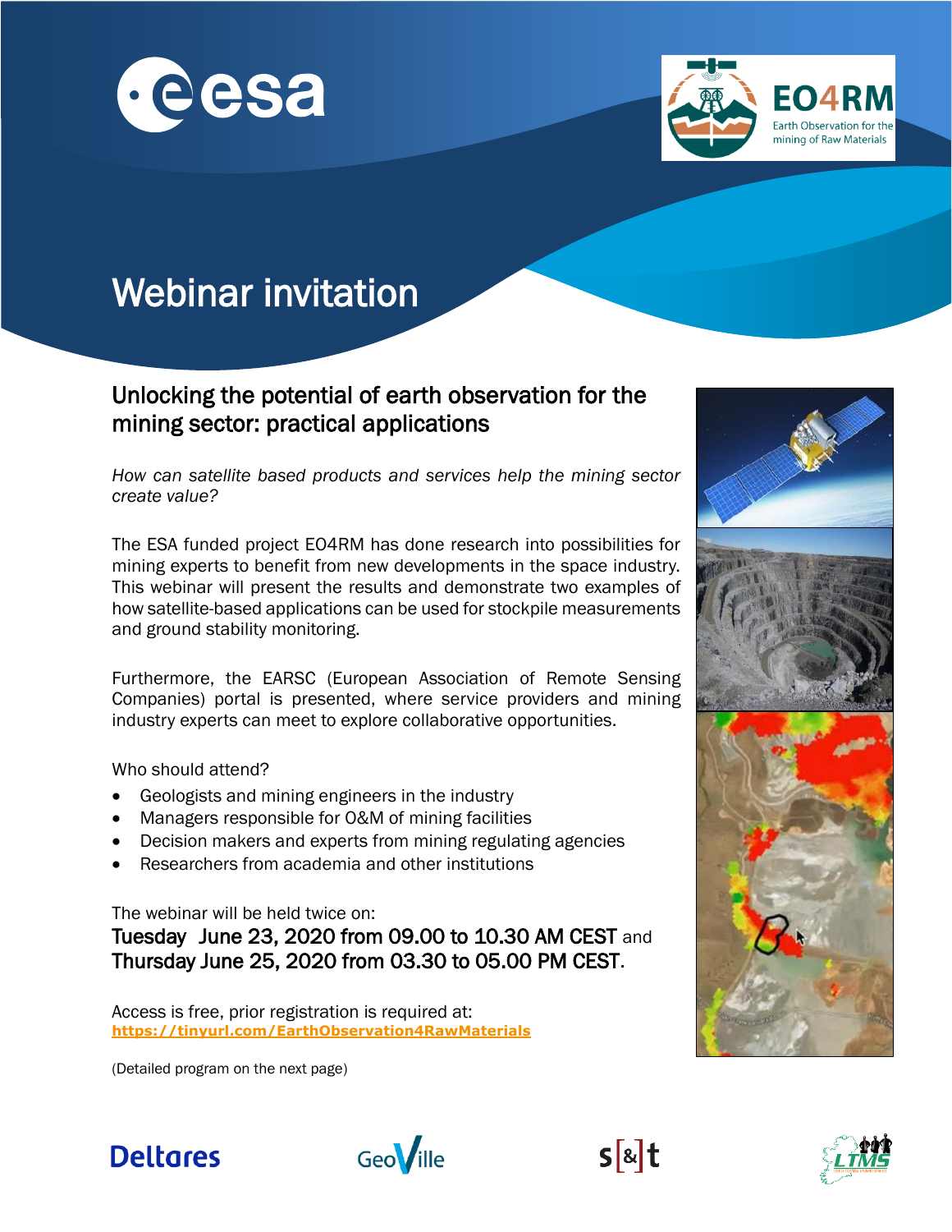# Webinar invitation

## Unlocking the potential of earth observation for the mining sector: practical applications

*How can satellite based products and services help the mining sector create value?*

The ESA funded project EO4RM has done research into possibilities for mining experts to benefit from new developments in the space industry. This webinar will present the results and demonstrate two examples of how satellite-based applications can be used for stockpile measurements and ground stability monitoring.

Furthermore, the EARSC (European Association of Remote Sensing Companies) portal is presented, where service providers and mining industry experts can meet to explore collaborative opportunities.

Who should attend?

- Geologists and mining engineers in the industry
- Managers responsible for O&M of mining facilities
- Decision makers and experts from mining regulating agencies
- Researchers from academia and other institutions

The webinar will be held twice on:

**Tuesday June 23, 2020 from 09.00 to 10.30 AM CEST** and
**Thursday June 25, 2020 from 03.30 to 05.00 PM CEST**.

Access is free, prior registration is required at:
**https://tinyurl.com/EarthObservation4RawMaterials**

(Detailed program on the next page)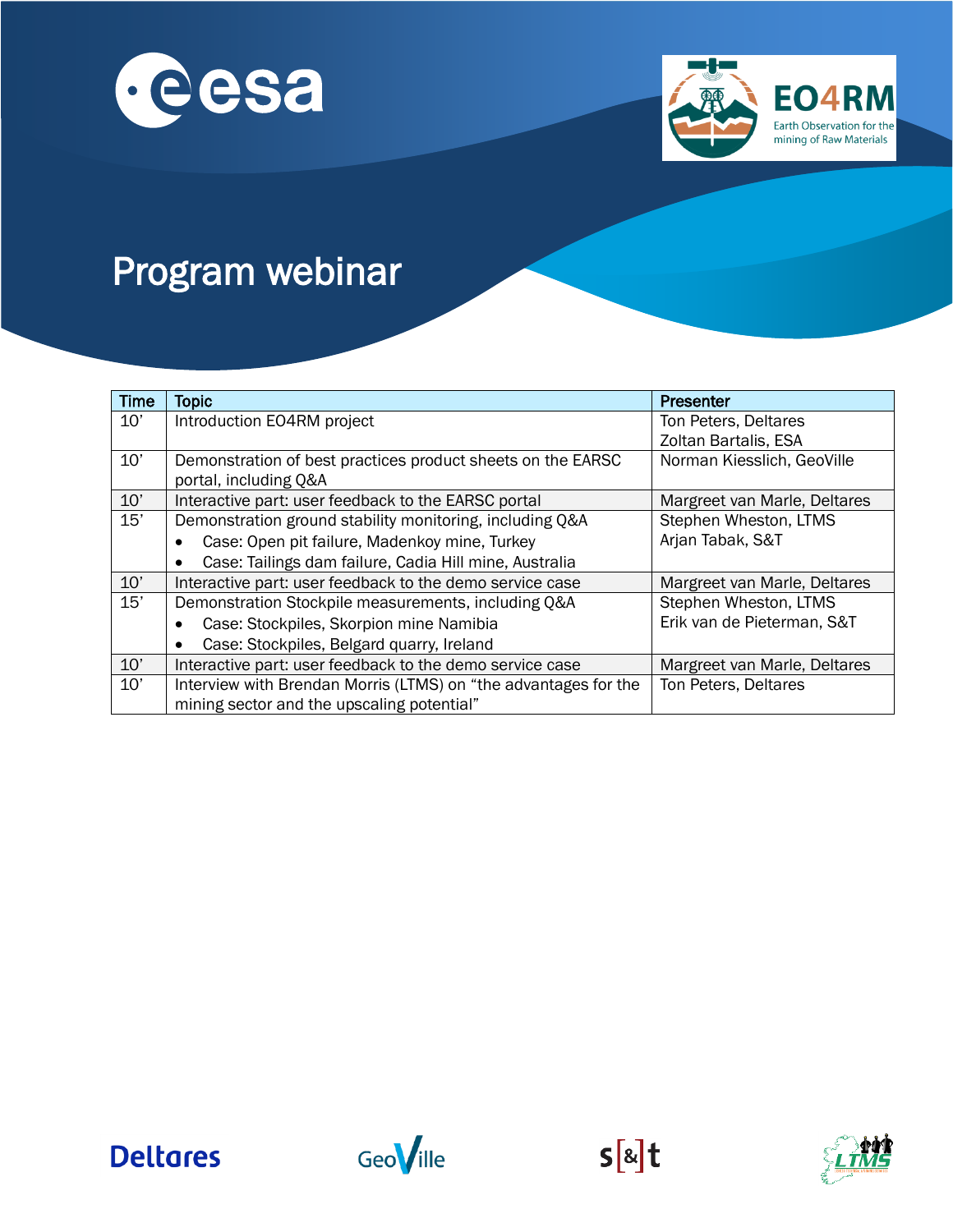# Program webinar

| Time | Topic | Presenter |
|---|---|---|
| 10’ | Introduction EO4RM project | Ton Peters, Deltares<br>Zoltan Bartalis, ESA |
| 10’ | Demonstration of best practices product sheets on the EARSC portal, including Q&A | Norman Kiesslich, GeoVille |
| 10’ | Interactive part: user feedback to the EARSC portal | Margreet van Marle, Deltares |
| 15’ | Demonstration ground stability monitoring, including Q&A<br>• Case: Open pit failure, Madenkoy mine, Turkey<br>• Case: Tailings dam failure, Cadia Hill mine, Australia | Stephen Wheston, LTMS<br>Arjan Tabak, S&T |
| 10’ | Interactive part: user feedback to the demo service case | Margreet van Marle, Deltares |
| 15’ | Demonstration Stockpile measurements, including Q&A<br>• Case: Stockpiles, Skorpion mine Namibia<br>• Case: Stockpiles, Belgard quarry, Ireland | Stephen Wheston, LTMS<br>Erik van de Pieterman, S&T |
| 10’ | Interactive part: user feedback to the demo service case | Margreet van Marle, Deltares |
| 10’ | Interview with Brendan Morris (LTMS) on “the advantages for the mining sector and the upscaling potential” | Ton Peters, Deltares |